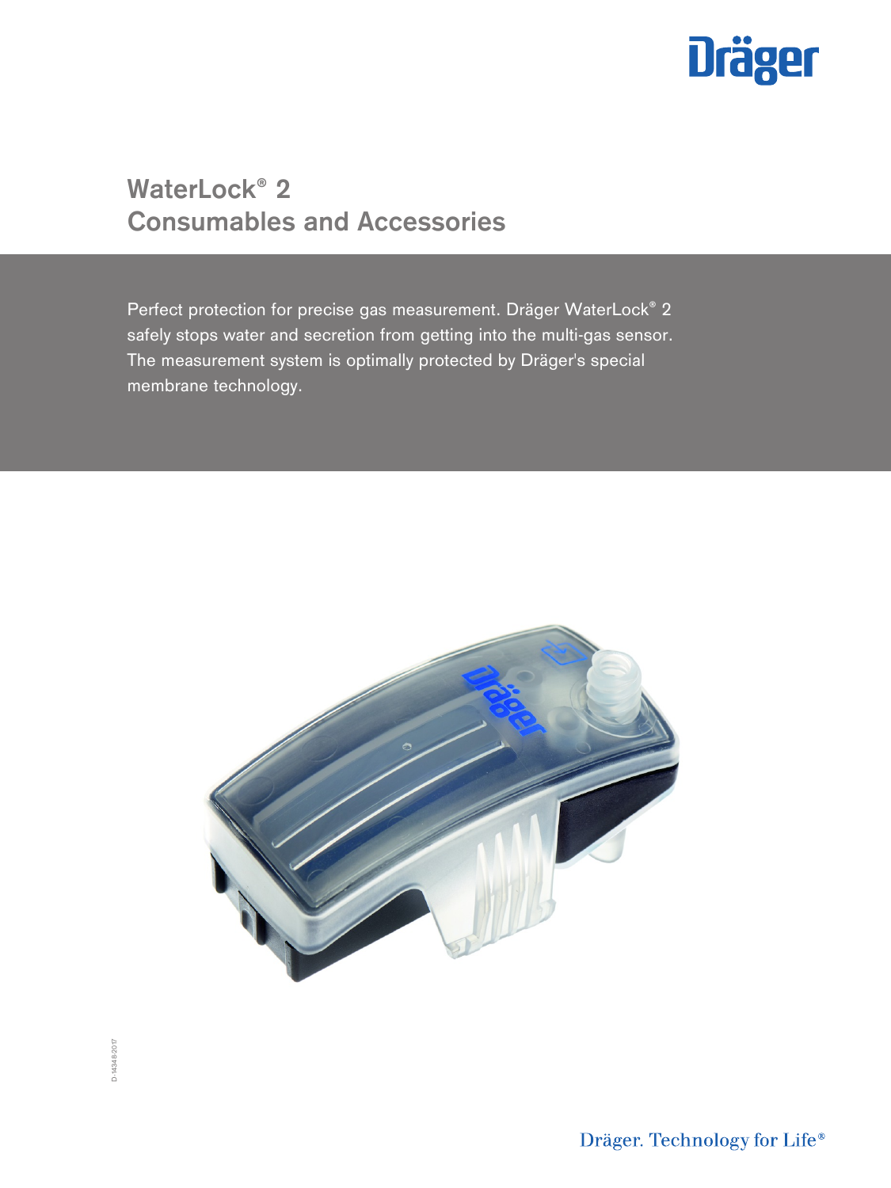# WaterLock® 2
# Consumables and Accessories

Perfect protection for precise gas measurement. Dräger WaterLock® 2 safely stops water and secretion from getting into the multi-gas sensor. The measurement system is optimally protected by Dräger's special membrane technology.

D-14348-2017

Dräger. Technology for Life®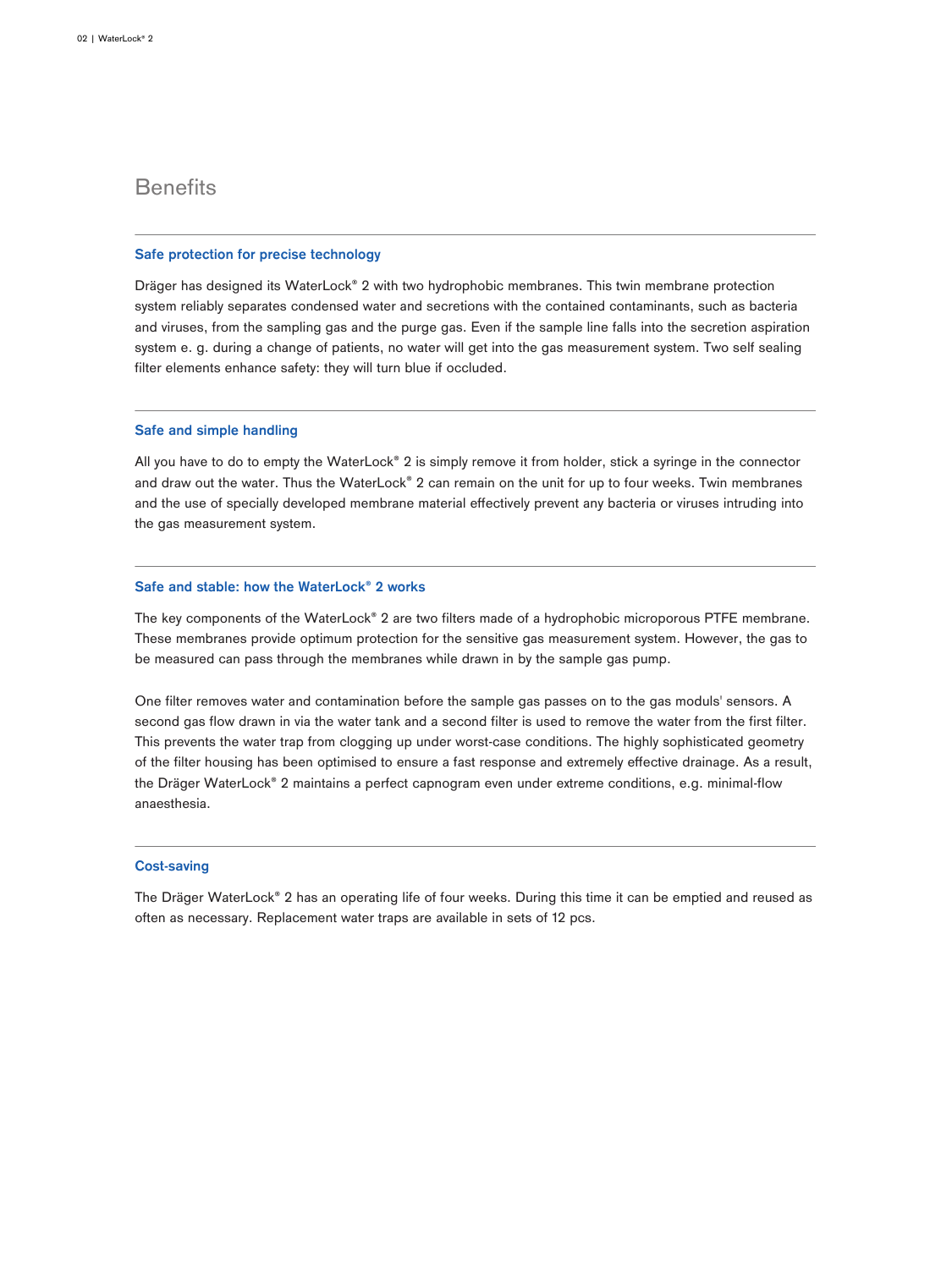# Benefits

## Safe protection for precise technology

Dräger has designed its WaterLock® 2 with two hydrophobic membranes. This twin membrane protection system reliably separates condensed water and secretions with the contained contaminants, such as bacteria and viruses, from the sampling gas and the purge gas. Even if the sample line falls into the secretion aspiration system e. g. during a change of patients, no water will get into the gas measurement system. Two self sealing filter elements enhance safety: they will turn blue if occluded.

## Safe and simple handling

All you have to do to empty the WaterLock® 2 is simply remove it from holder, stick a syringe in the connector and draw out the water. Thus the WaterLock® 2 can remain on the unit for up to four weeks. Twin membranes and the use of specially developed membrane material effectively prevent any bacteria or viruses intruding into the gas measurement system.

## Safe and stable: how the WaterLock® 2 works

The key components of the WaterLock® 2 are two filters made of a hydrophobic microporous PTFE membrane. These membranes provide optimum protection for the sensitive gas measurement system. However, the gas to be measured can pass through the membranes while drawn in by the sample gas pump.

One filter removes water and contamination before the sample gas passes on to the gas moduls' sensors. A second gas flow drawn in via the water tank and a second filter is used to remove the water from the first filter. This prevents the water trap from clogging up under worst-case conditions. The highly sophisticated geometry of the filter housing has been optimised to ensure a fast response and extremely effective drainage. As a result, the Dräger WaterLock® 2 maintains a perfect capnogram even under extreme conditions, e.g. minimal-flow anaesthesia.

## Cost-saving

The Dräger WaterLock® 2 has an operating life of four weeks. During this time it can be emptied and reused as often as necessary. Replacement water traps are available in sets of 12 pcs.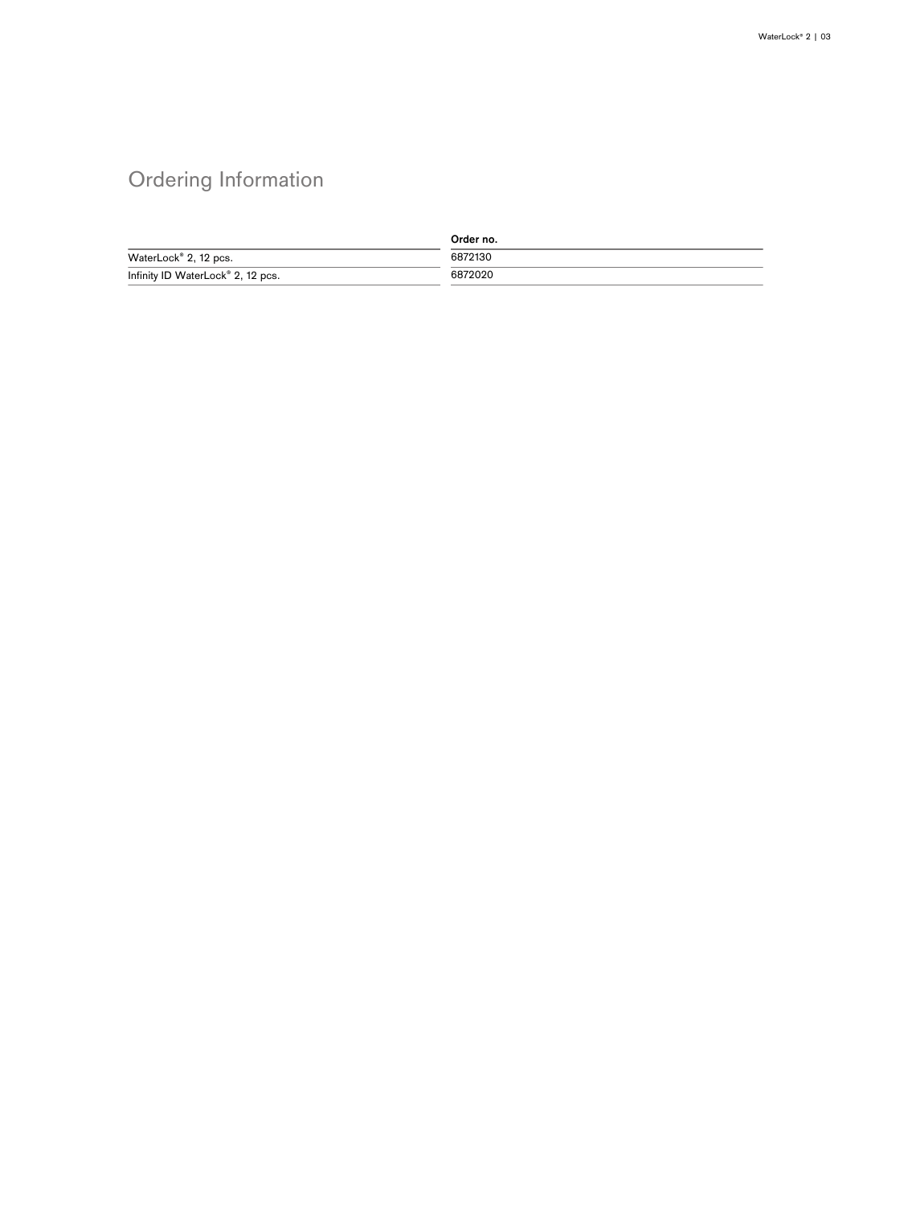## Ordering Information

| | Order no. |
|---|---|
| WaterLock® 2, 12 pcs. | 6872130 |
| Infinity ID WaterLock® 2, 12 pcs. | 6872020 |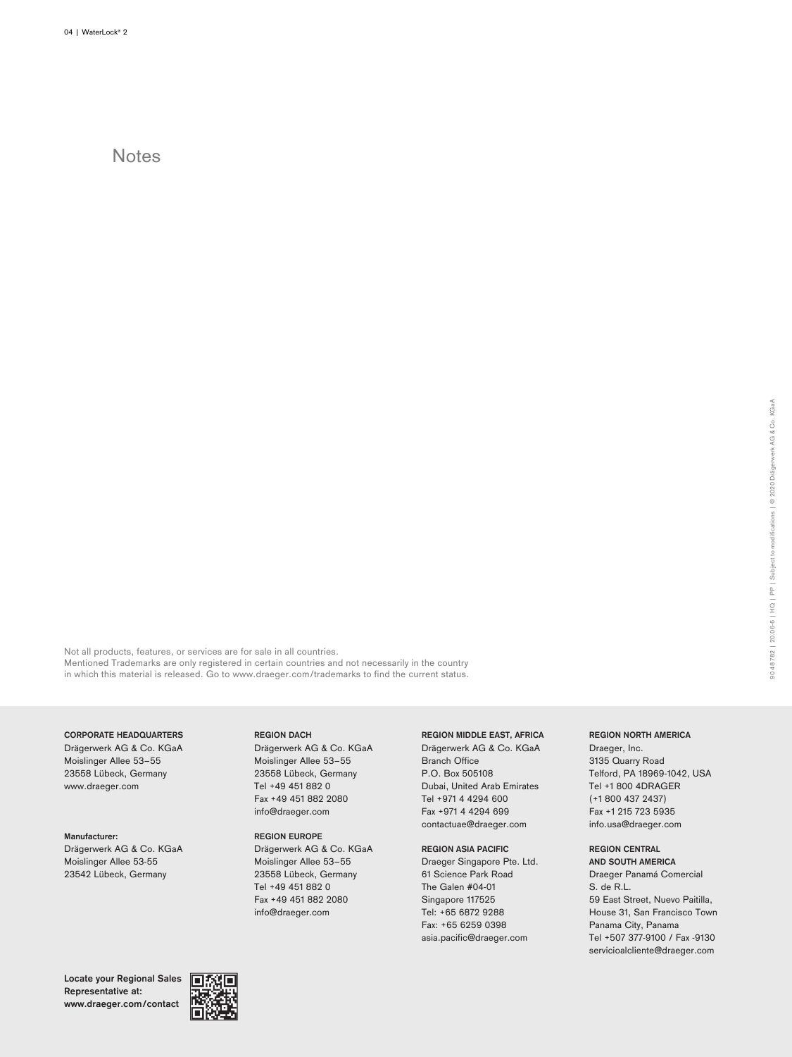## Notes

Not all products, features, or services are for sale in all countries.
Mentioned Trademarks are only registered in certain countries and not necessarily in the country in which this material is released. Go to www.draeger.com/trademarks to find the current status.

**CORPORATE HEADQUARTERS**
Drägerwerk AG & Co. KGaA
Moislinger Allee 53–55
23558 Lübeck, Germany
www.draeger.com

**Manufacturer:**
Drägerwerk AG & Co. KGaA
Moislinger Allee 53-55
23542 Lübeck, Germany

**REGION DACH**
Drägerwerk AG & Co. KGaA
Moislinger Allee 53–55
23558 Lübeck, Germany
Tel +49 451 882 0
Fax +49 451 882 2080
info@draeger.com

**REGION EUROPE**
Drägerwerk AG & Co. KGaA
Moislinger Allee 53–55
23558 Lübeck, Germany
Tel +49 451 882 0
Fax +49 451 882 2080
info@draeger.com

**REGION MIDDLE EAST, AFRICA**
Drägerwerk AG & Co. KGaA
Branch Office
P.O. Box 505108
Dubai, United Arab Emirates
Tel +971 4 4294 600
Fax +971 4 4294 699
contactuae@draeger.com

**REGION ASIA PACIFIC**
Draeger Singapore Pte. Ltd.
61 Science Park Road
The Galen #04-01
Singapore 117525
Tel: +65 6872 9288
Fax: +65 6259 0398
asia.pacific@draeger.com

**REGION NORTH AMERICA**
Draeger, Inc.
3135 Quarry Road
Telford, PA 18969-1042, USA
Tel +1 800 4DRAGER
(+1 800 437 2437)
Fax +1 215 723 5935
info.usa@draeger.com

**REGION CENTRAL AND SOUTH AMERICA**
Draeger Panamá Comercial S. de R.L.
59 East Street, Nuevo Paitilla,
House 31, San Francisco Town
Panama City, Panama
Tel +507 377-9100 / Fax -9130
servicioalcliente@draeger.com

**Locate your Regional Sales Representative at:**
**www.draeger.com/contact**

90 48 782 | 20.06-6 | HQ | PP | Subject to modifications | © 2020 Drägerwerk AG & Co. KGaA